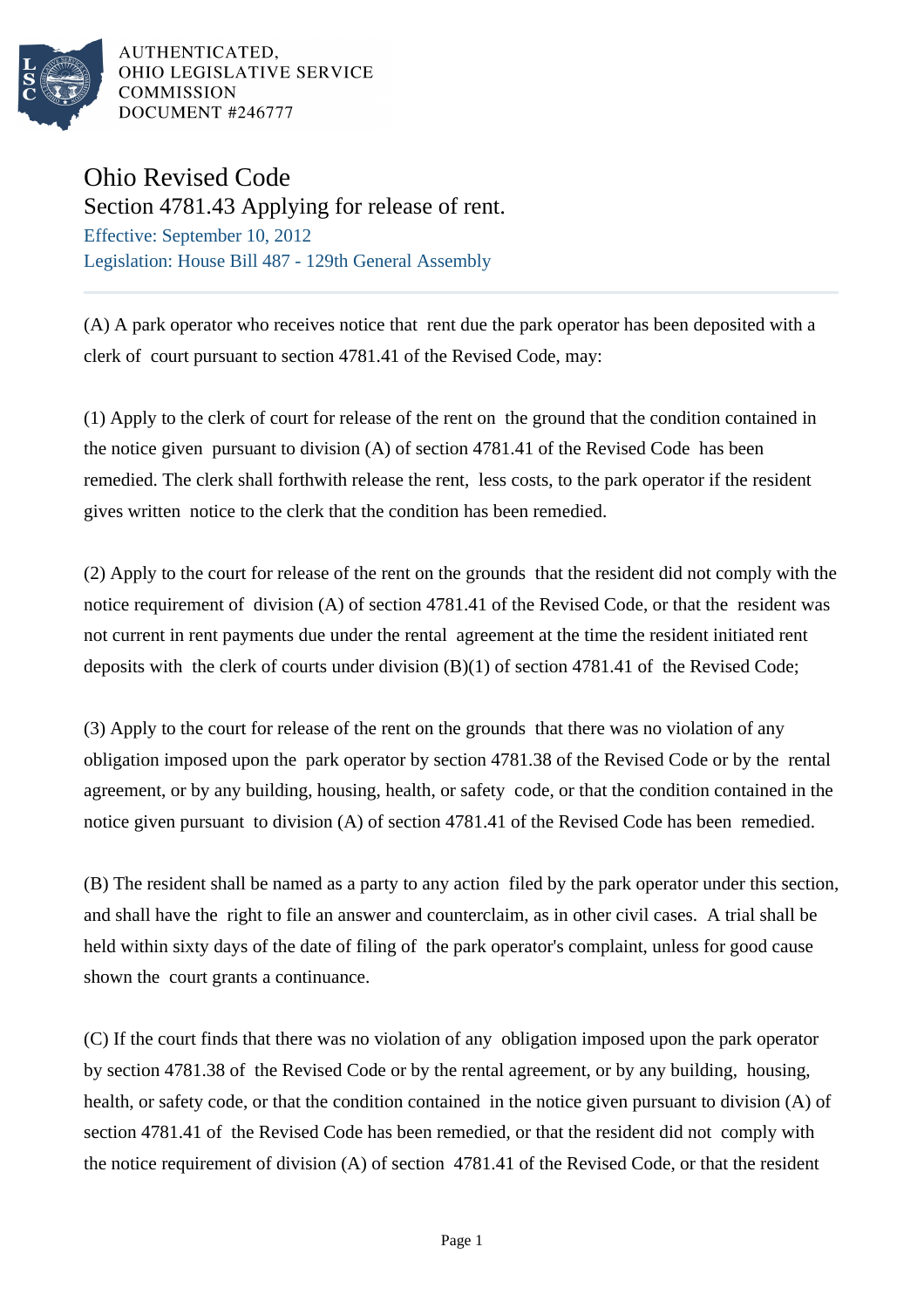AUTHENTICATED,
OHIO LEGISLATIVE SERVICE
COMMISSION
DOCUMENT #246777

# Ohio Revised Code

## Section 4781.43 Applying for release of rent.

Effective: September 10, 2012
Legislation: House Bill 487 - 129th General Assembly

(A) A park operator who receives notice that rent due the park operator has been deposited with a clerk of court pursuant to section 4781.41 of the Revised Code, may:

(1) Apply to the clerk of court for release of the rent on the ground that the condition contained in the notice given pursuant to division (A) of section 4781.41 of the Revised Code has been remedied. The clerk shall forthwith release the rent, less costs, to the park operator if the resident gives written notice to the clerk that the condition has been remedied.

(2) Apply to the court for release of the rent on the grounds that the resident did not comply with the notice requirement of division (A) of section 4781.41 of the Revised Code, or that the resident was not current in rent payments due under the rental agreement at the time the resident initiated rent deposits with the clerk of courts under division (B)(1) of section 4781.41 of the Revised Code;

(3) Apply to the court for release of the rent on the grounds that there was no violation of any obligation imposed upon the park operator by section 4781.38 of the Revised Code or by the rental agreement, or by any building, housing, health, or safety code, or that the condition contained in the notice given pursuant to division (A) of section 4781.41 of the Revised Code has been remedied.

(B) The resident shall be named as a party to any action filed by the park operator under this section, and shall have the right to file an answer and counterclaim, as in other civil cases. A trial shall be held within sixty days of the date of filing of the park operator's complaint, unless for good cause shown the court grants a continuance.

(C) If the court finds that there was no violation of any obligation imposed upon the park operator by section 4781.38 of the Revised Code or by the rental agreement, or by any building, housing, health, or safety code, or that the condition contained in the notice given pursuant to division (A) of section 4781.41 of the Revised Code has been remedied, or that the resident did not comply with the notice requirement of division (A) of section 4781.41 of the Revised Code, or that the resident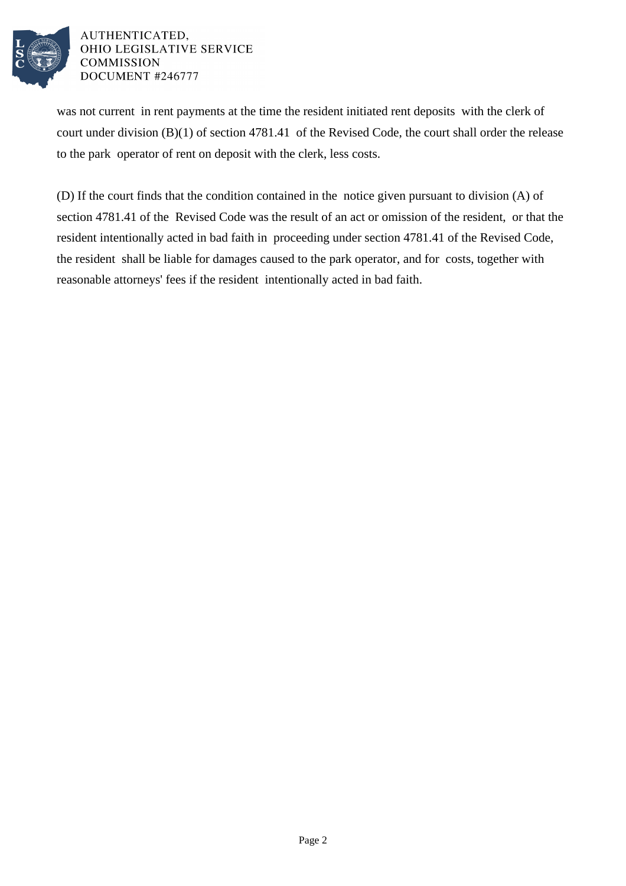was not current in rent payments at the time the resident initiated rent deposits with the clerk of court under division (B)(1) of section 4781.41 of the Revised Code, the court shall order the release to the park operator of rent on deposit with the clerk, less costs.

(D) If the court finds that the condition contained in the notice given pursuant to division (A) of section 4781.41 of the Revised Code was the result of an act or omission of the resident, or that the resident intentionally acted in bad faith in proceeding under section 4781.41 of the Revised Code, the resident shall be liable for damages caused to the park operator, and for costs, together with reasonable attorneys' fees if the resident intentionally acted in bad faith.